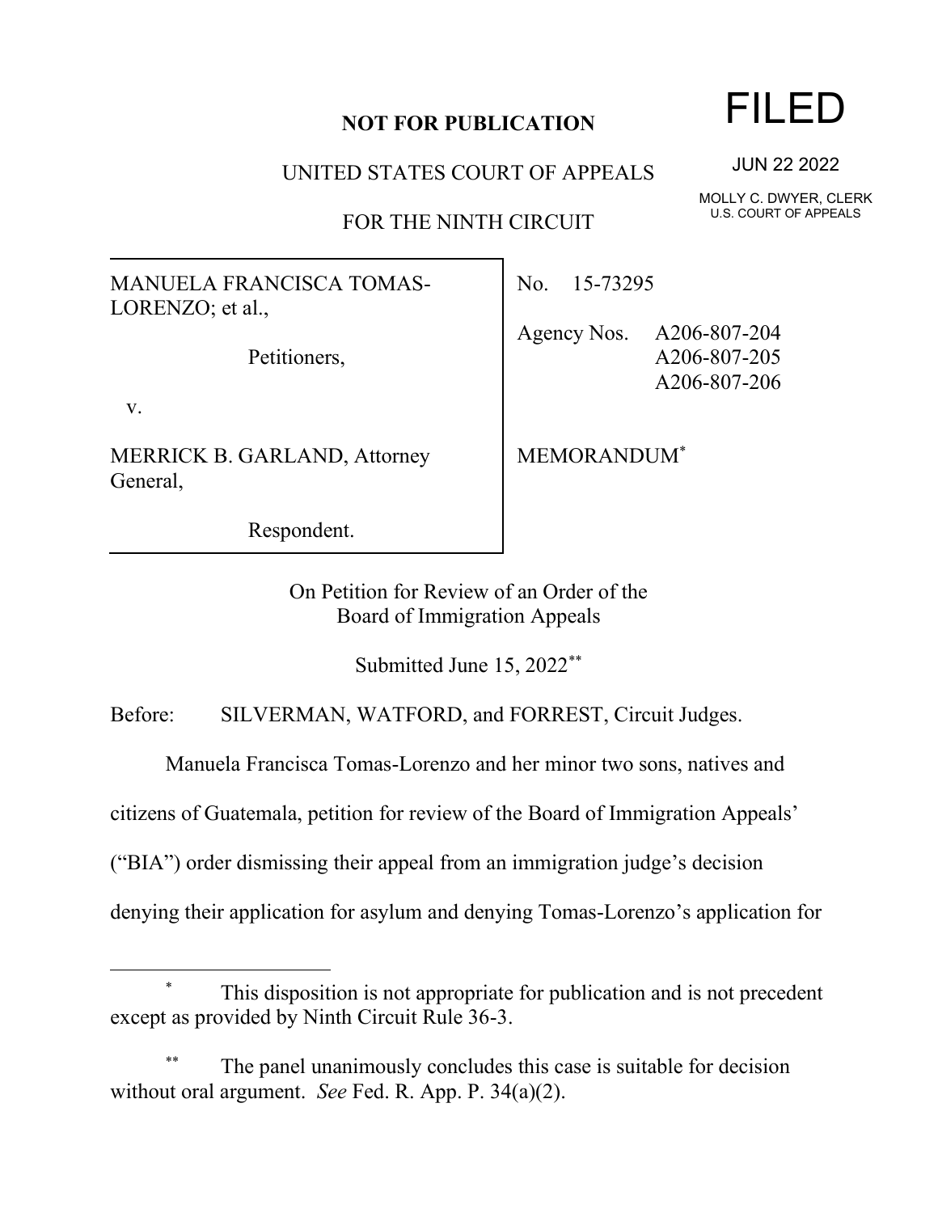**NOT FOR PUBLICATION**

UNITED STATES COURT OF APPEALS

FOR THE NINTH CIRCUIT

FILED

JUN 22 2022

MOLLY C. DWYER, CLERK
U.S. COURT OF APPEALS

MANUELA FRANCISCA TOMAS-LORENZO; et al.,

Petitioners,

v.

MERRICK B. GARLAND, Attorney General,

Respondent.

No. 15-73295

Agency Nos. A206-807-204
A206-807-205
A206-807-206

MEMORANDUM[*]

On Petition for Review of an Order of the
Board of Immigration Appeals

Submitted June 15, 2022[**]

Before: SILVERMAN, WATFORD, and FORREST, Circuit Judges.

Manuela Francisca Tomas-Lorenzo and her minor two sons, natives and citizens of Guatemala, petition for review of the Board of Immigration Appeals' ("BIA") order dismissing their appeal from an immigration judge's decision denying their application for asylum and denying Tomas-Lorenzo's application for

---

[*] This disposition is not appropriate for publication and is not precedent except as provided by Ninth Circuit Rule 36-3.

[**] The panel unanimously concludes this case is suitable for decision without oral argument. *See* Fed. R. App. P. 34(a)(2).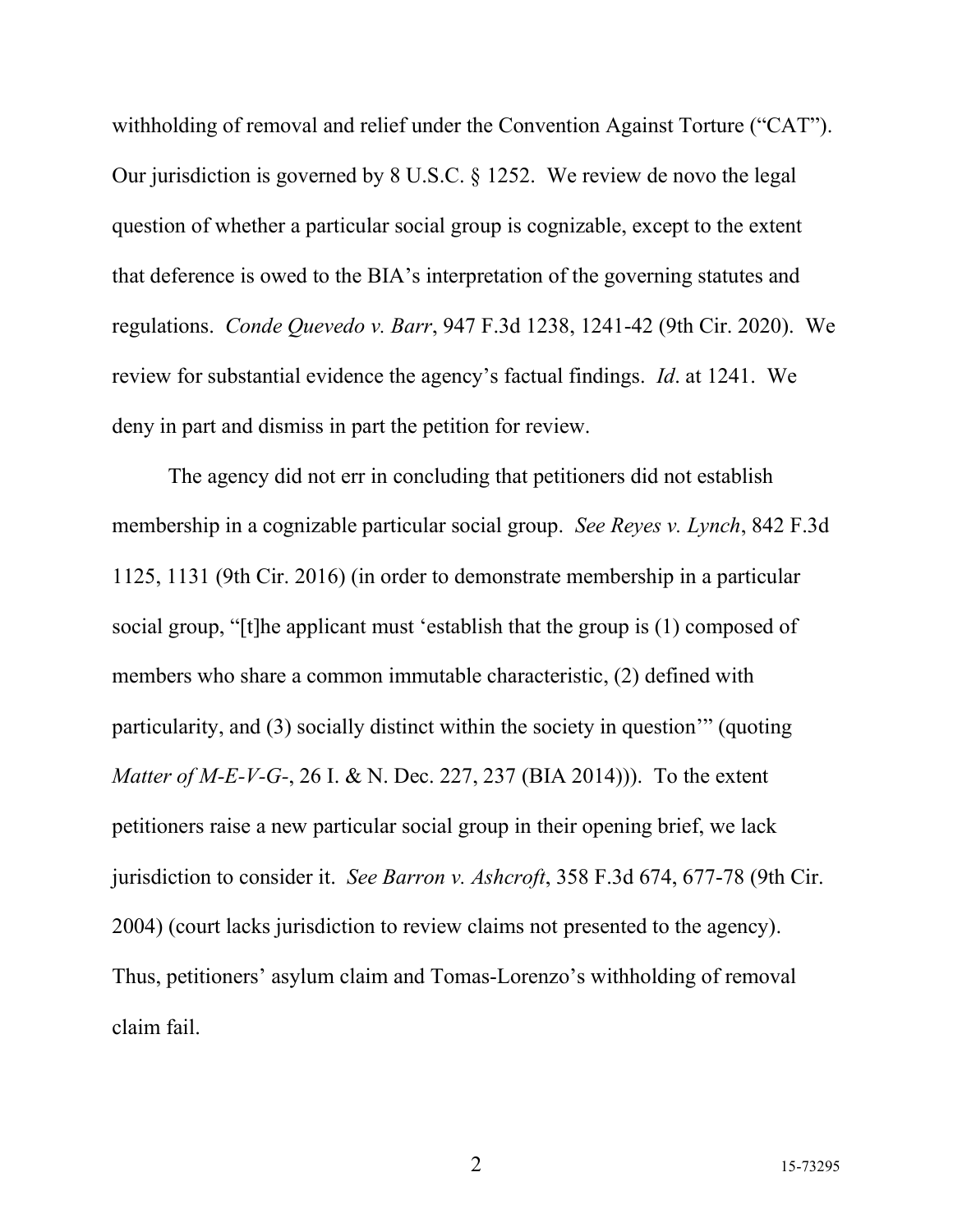withholding of removal and relief under the Convention Against Torture ("CAT"). Our jurisdiction is governed by 8 U.S.C. § 1252. We review de novo the legal question of whether a particular social group is cognizable, except to the extent that deference is owed to the BIA's interpretation of the governing statutes and regulations. *Conde Quevedo v. Barr*, 947 F.3d 1238, 1241-42 (9th Cir. 2020). We review for substantial evidence the agency's factual findings. *Id*. at 1241. We deny in part and dismiss in part the petition for review.

The agency did not err in concluding that petitioners did not establish membership in a cognizable particular social group. *See Reyes v. Lynch*, 842 F.3d 1125, 1131 (9th Cir. 2016) (in order to demonstrate membership in a particular social group, "[t]he applicant must 'establish that the group is (1) composed of members who share a common immutable characteristic, (2) defined with particularity, and (3) socially distinct within the society in question'" (quoting *Matter of M-E-V-G-*, 26 I. & N. Dec. 227, 237 (BIA 2014))). To the extent petitioners raise a new particular social group in their opening brief, we lack jurisdiction to consider it. *See Barron v. Ashcroft*, 358 F.3d 674, 677-78 (9th Cir. 2004) (court lacks jurisdiction to review claims not presented to the agency). Thus, petitioners' asylum claim and Tomas-Lorenzo's withholding of removal claim fail.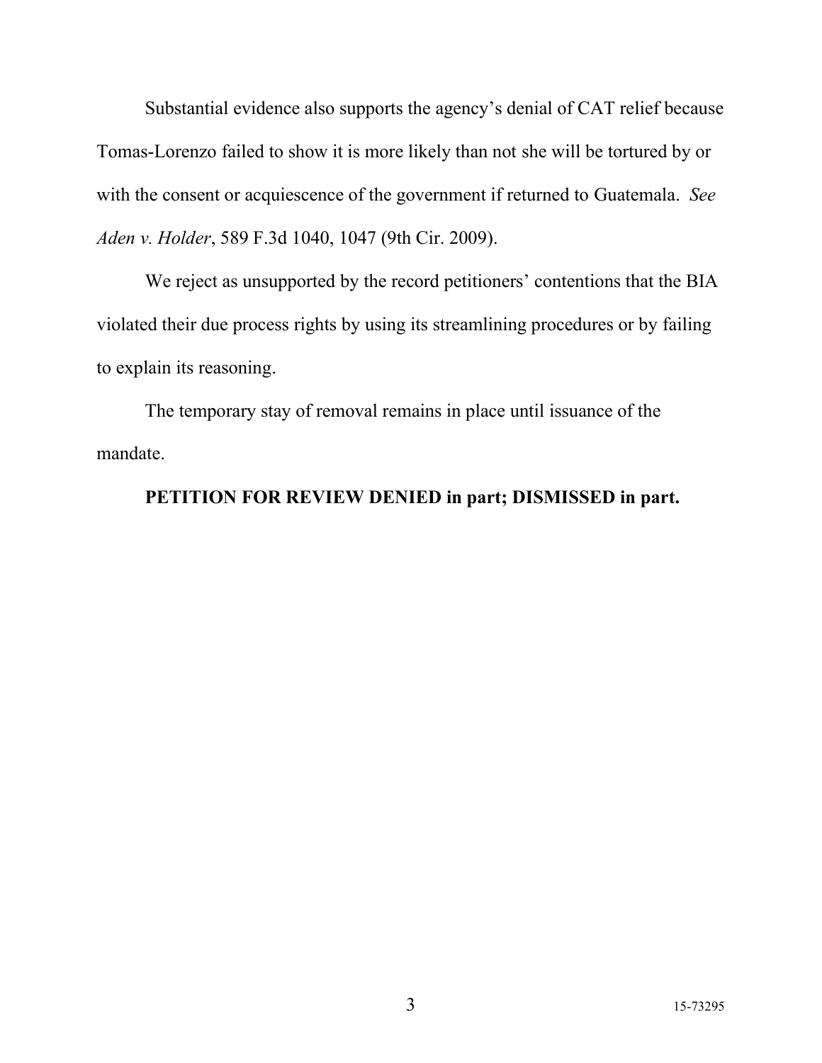Substantial evidence also supports the agency's denial of CAT relief because Tomas-Lorenzo failed to show it is more likely than not she will be tortured by or with the consent or acquiescence of the government if returned to Guatemala. *See Aden v. Holder*, 589 F.3d 1040, 1047 (9th Cir. 2009).

We reject as unsupported by the record petitioners' contentions that the BIA violated their due process rights by using its streamlining procedures or by failing to explain its reasoning.

The temporary stay of removal remains in place until issuance of the mandate.

**PETITION FOR REVIEW DENIED in part; DISMISSED in part.**